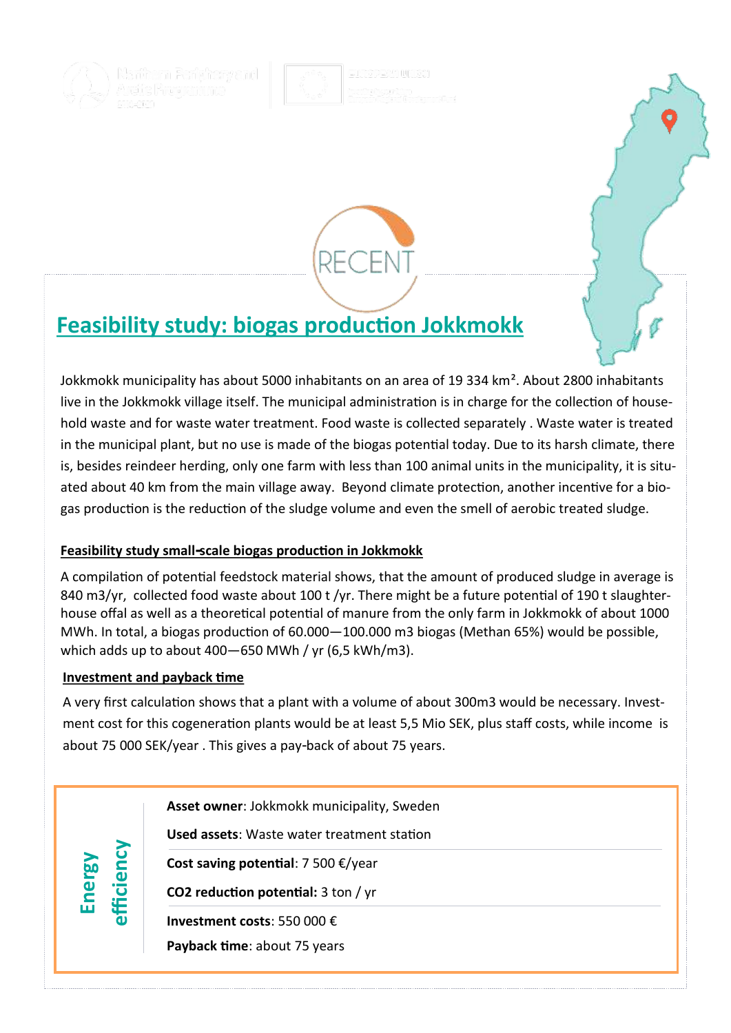RECENT

# Feasibility study: biogas production Jokkmokk

Jokkmokk municipality has about 5000 inhabitants on an area of 19 334 km². About 2800 inhabitants live in the Jokkmokk village itself. The municipal administration is in charge for the collection of household waste and for waste water treatment. Food waste is collected separately . Waste water is treated in the municipal plant, but no use is made of the biogas potential today. Due to its harsh climate, there is, besides reindeer herding, only one farm with less than 100 animal units in the municipality, it is situated about 40 km from the main village away. Beyond climate protection, another incentive for a biogas production is the reduction of the sludge volume and even the smell of aerobic treated sludge.

## Feasibility study small-scale biogas production in Jokkmokk

A compilation of potential feedstock material shows, that the amount of produced sludge in average is 840 m3/yr, collected food waste about 100 t /yr. There might be a future potential of 190 t slaughterhouse offal as well as a theoretical potential of manure from the only farm in Jokkmokk of about 1000 MWh. In total, a biogas production of 60.000—100.000 m3 biogas (Methan 65%) would be possible, which adds up to about 400—650 MWh / yr (6,5 kWh/m3).

## Investment and payback time

A very first calculation shows that a plant with a volume of about 300m3 would be necessary. Investment cost for this cogeneration plants would be at least 5,5 Mio SEK, plus staff costs, while income is about 75 000 SEK/year . This gives a pay-back of about 75 years.

**Energy efficiency**

**Asset owner**: Jokkmokk municipality, Sweden

**Used assets**: Waste water treatment station

**Cost saving potential**: 7 500 €/year

**CO2 reduction potential:** 3 ton / yr

**Investment costs**: 550 000 €

**Payback time**: about 75 years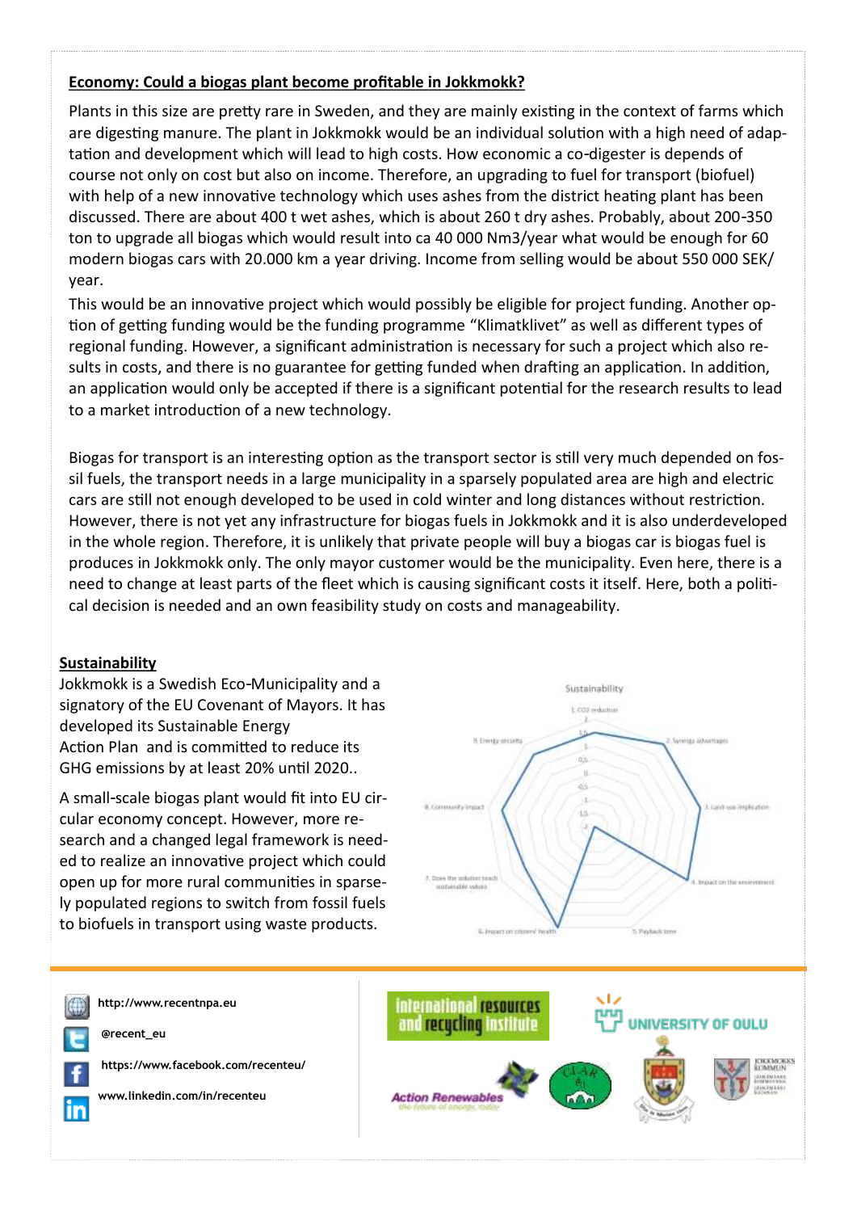**Economy: Could a biogas plant become profitable in Jokkmokk?**

Plants in this size are pretty rare in Sweden, and they are mainly existing in the context of farms which are digesting manure. The plant in Jokkmokk would be an individual solution with a high need of adaptation and development which will lead to high costs. How economic a co-digester is depends of course not only on cost but also on income. Therefore, an upgrading to fuel for transport (biofuel) with help of a new innovative technology which uses ashes from the district heating plant has been discussed. There are about 400 t wet ashes, which is about 260 t dry ashes. Probably, about 200-350 ton to upgrade all biogas which would result into ca 40 000 Nm3/year what would be enough for 60 modern biogas cars with 20.000 km a year driving. Income from selling would be about 550 000 SEK/ year.

This would be an innovative project which would possibly be eligible for project funding. Another option of getting funding would be the funding programme “Klimatklivet” as well as different types of regional funding. However, a significant administration is necessary for such a project which also results in costs, and there is no guarantee for getting funded when drafting an application. In addition, an application would only be accepted if there is a significant potential for the research results to lead to a market introduction of a new technology.

Biogas for transport is an interesting option as the transport sector is still very much depended on fossil fuels, the transport needs in a large municipality in a sparsely populated area are high and electric cars are still not enough developed to be used in cold winter and long distances without restriction. However, there is not yet any infrastructure for biogas fuels in Jokkmokk and it is also underdeveloped in the whole region. Therefore, it is unlikely that private people will buy a biogas car is biogas fuel is produces in Jokkmokk only. The only mayor customer would be the municipality. Even here, there is a need to change at least parts of the fleet which is causing significant costs it itself. Here, both a political decision is needed and an own feasibility study on costs and manageability.

**Sustainability**

Jokkmokk is a Swedish Eco-Municipality and a signatory of the EU Covenant of Mayors. It has developed its Sustainable Energy Action Plan and is committed to reduce its GHG emissions by at least 20% until 2020..

A small-scale biogas plant would fit into EU circular economy concept. However, more research and a changed legal framework is needed to realize an innovative project which could open up for more rural communities in sparsely populated regions to switch from fossil fuels to biofuels in transport using waste products.

Sustainability

1. CO2 reduction
2. Synergy advantages
3. Land use implication
4. Impact on the environment
5. Payback time
6. Impact on citizens' health
7. Does the solution teach sustainable values
8. Community impact
9. Energy security

2
1.5
1
0.5
0
-0.5
-1
-1.5
-2

http://www.recentnpa.eu

@recent_eu

https://www.facebook.com/recenteu/

www.linkedin.com/in/recenteu